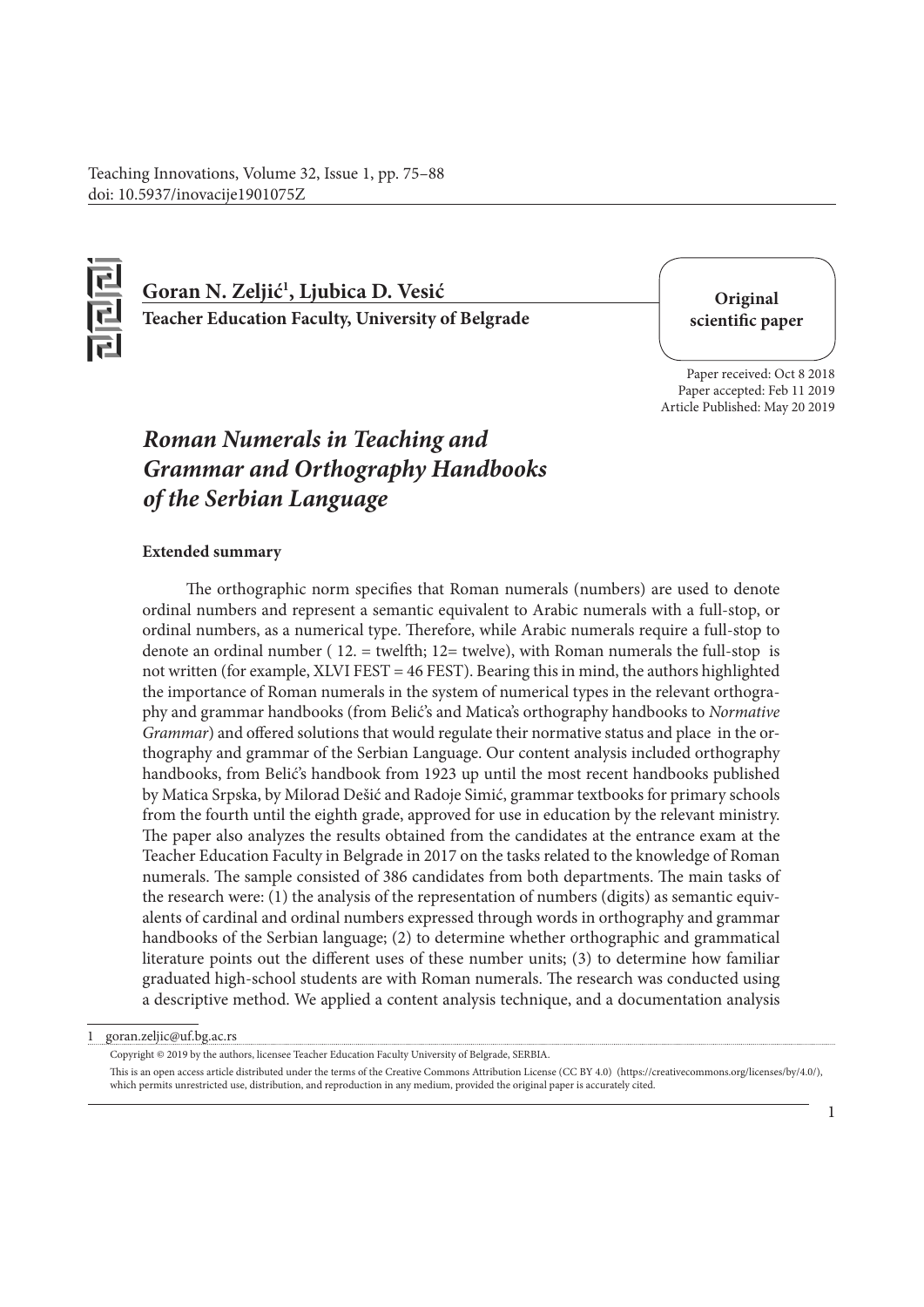Goran N. Zeljić[1], Ljubica D. Vesić

**Teacher Education Faculty, University of Belgrade**

**Original scientific paper**

Paper received: Oct 8 2018
Paper accepted: Feb 11 2019
Article Published: May 20 2019

# *Roman Numerals in Teaching and Grammar and Orthography Handbooks of the Serbian Language*

**Extended summary**

The orthographic norm specifies that Roman numerals (numbers) are used to denote ordinal numbers and represent a semantic equivalent to Arabic numerals with a full-stop, or ordinal numbers, as a numerical type. Therefore, while Arabic numerals require a full-stop to denote an ordinal number ( 12. = twelfth; 12= twelve), with Roman numerals the full-stop is not written (for example, XLVI FEST = 46 FEST). Bearing this in mind, the authors highlighted the importance of Roman numerals in the system of numerical types in the relevant orthography and grammar handbooks (from Belić's and Matica's orthography handbooks to *Normative Grammar*) and offered solutions that would regulate their normative status and place in the orthography and grammar of the Serbian Language. Our content analysis included orthography handbooks, from Belić's handbook from 1923 up until the most recent handbooks published by Matica Srpska, by Milorad Dešić and Radoje Simić, grammar textbooks for primary schools from the fourth until the eighth grade, approved for use in education by the relevant ministry. The paper also analyzes the results obtained from the candidates at the entrance exam at the Teacher Education Faculty in Belgrade in 2017 on the tasks related to the knowledge of Roman numerals. The sample consisted of 386 candidates from both departments. The main tasks of the research were: (1) the analysis of the representation of numbers (digits) as semantic equivalents of cardinal and ordinal numbers expressed through words in orthography and grammar handbooks of the Serbian language; (2) to determine whether orthographic and grammatical literature points out the different uses of these number units; (3) to determine how familiar graduated high-school students are with Roman numerals. The research was conducted using a descriptive method. We applied a content analysis technique, and a documentation analysis

[1] goran.zeljic@uf.bg.ac.rs

Copyright © 2019 by the authors, licensee Teacher Education Faculty University of Belgrade, SERBIA.

This is an open access article distributed under the terms of the Creative Commons Attribution License (CC BY 4.0) (https://creativecommons.org/licenses/by/4.0/), which permits unrestricted use, distribution, and reproduction in any medium, provided the original paper is accurately cited.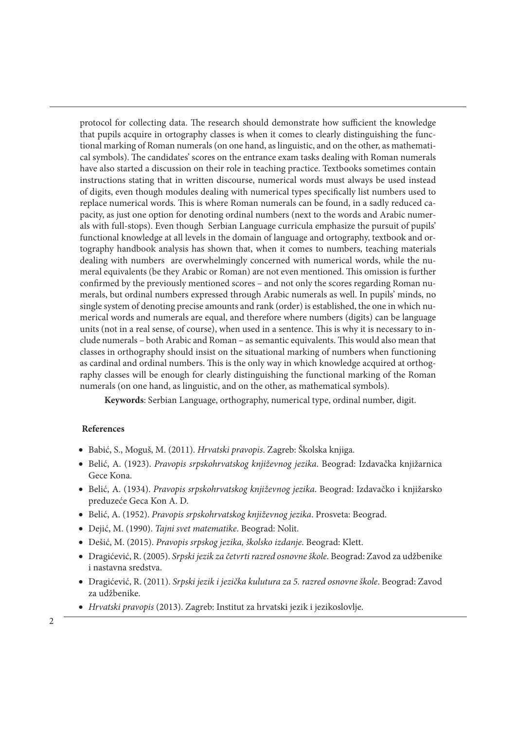protocol for collecting data. The research should demonstrate how sufficient the knowledge that pupils acquire in ortography classes is when it comes to clearly distinguishing the functional marking of Roman numerals (on one hand, as linguistic, and on the other, as mathematical symbols). The candidates' scores on the entrance exam tasks dealing with Roman numerals have also started a discussion on their role in teaching practice. Textbooks sometimes contain instructions stating that in written discourse, numerical words must always be used instead of digits, even though modules dealing with numerical types specifically list numbers used to replace numerical words. This is where Roman numerals can be found, in a sadly reduced capacity, as just one option for denoting ordinal numbers (next to the words and Arabic numerals with full-stops). Even though Serbian Language curricula emphasize the pursuit of pupils' functional knowledge at all levels in the domain of language and ortography, textbook and ortography handbook analysis has shown that, when it comes to numbers, teaching materials dealing with numbers are overwhelmingly concerned with numerical words, while the numeral equivalents (be they Arabic or Roman) are not even mentioned. This omission is further confirmed by the previously mentioned scores – and not only the scores regarding Roman numerals, but ordinal numbers expressed through Arabic numerals as well. In pupils' minds, no single system of denoting precise amounts and rank (order) is established, the one in which numerical words and numerals are equal, and therefore where numbers (digits) can be language units (not in a real sense, of course), when used in a sentence. This is why it is necessary to include numerals – both Arabic and Roman – as semantic equivalents. This would also mean that classes in orthography should insist on the situational marking of numbers when functioning as cardinal and ordinal numbers. This is the only way in which knowledge acquired at orthography classes will be enough for clearly distinguishing the functional marking of the Roman numerals (on one hand, as linguistic, and on the other, as mathematical symbols).

**Keywords**: Serbian Language, orthography, numerical type, ordinal number, digit.

**References**

- Babić, S., Moguš, M. (2011). *Hrvatski pravopis*. Zagreb: Školska knjiga.
- Belić, A. (1923). *Pravopis srpskohrvatskog književnog jezika*. Beograd: Izdavačka knjižarnica Gece Kona.
- Belić, A. (1934). *Pravopis srpskohrvatskog književnog jezika*. Beograd: Izdavačko i knjižarsko preduzeće Geca Kon A. D.
- Belić, A. (1952). *Pravopis srpskohrvatskog književnog jezika*. Prosveta: Beograd.
- Dejić, M. (1990). *Tajni svet matematike*. Beograd: Nolit.
- Dešić, M. (2015). *Pravopis srpskog jezika, školsko izdanje*. Beograd: Klett.
- Dragićević, R. (2005). *Srpski jezik za četvrti razred osnovne škole*. Beograd: Zavod za udžbenike i nastavna sredstva.
- Dragićević, R. (2011). *Srpski jezik i jezička kulutura za 5. razred osnovne škole*. Beograd: Zavod za udžbenike.
- *Hrvatski pravopis* (2013). Zagreb: Institut za hrvatski jezik i jezikoslovlje.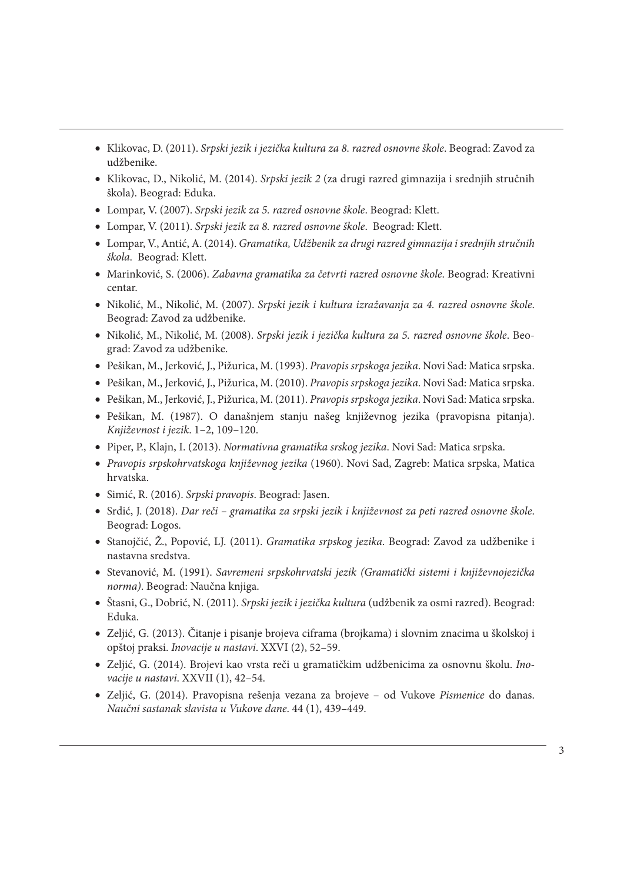- Klikovac, D. (2011). *Srpski jezik i jezička kultura za 8. razred osnovne škole*. Beograd: Zavod za udžbenike.
- Klikovac, D., Nikolić, M. (2014). *Srpski jezik 2* (za drugi razred gimnazija i srednjih stručnih škola). Beograd: Eduka.
- Lompar, V. (2007). *Srpski jezik za 5. razred osnovne škole*. Beograd: Klett.
- Lompar, V. (2011). *Srpski jezik za 8. razred osnovne škole*. Beograd: Klett.
- Lompar, V., Antić, A. (2014). *Gramatika, Udžbenik za drugi razred gimnazija i srednjih stručnih škola*. Beograd: Klett.
- Marinković, S. (2006). *Zabavna gramatika za četvrti razred osnovne škole*. Beograd: Kreativni centar.
- Nikolić, M., Nikolić, M. (2007). *Srpski jezik i kultura izražavanja za 4. razred osnovne škole*. Beograd: Zavod za udžbenike.
- Nikolić, M., Nikolić, M. (2008). *Srpski jezik i jezička kultura za 5. razred osnovne škole*. Beograd: Zavod za udžbenike.
- Pešikan, M., Jerković, J., Pižurica, M. (1993). *Pravopis srpskoga jezika*. Novi Sad: Matica srpska.
- Pešikan, M., Jerković, J., Pižurica, M. (2010). *Pravopis srpskoga jezika*. Novi Sad: Matica srpska.
- Pešikan, M., Jerković, J., Pižurica, M. (2011). *Pravopis srpskoga jezika*. Novi Sad: Matica srpska.
- Pešikan, M. (1987). O današnjem stanju našeg književnog jezika (pravopisna pitanja). *Književnost i jezik*. 1–2, 109–120.
- Piper, P., Klajn, I. (2013). *Normativna gramatika srskog jezika*. Novi Sad: Matica srpska.
- *Pravopis srpskohrvatskoga književnog jezika* (1960). Novi Sad, Zagreb: Matica srpska, Matica hrvatska.
- Simić, R. (2016). *Srpski pravopis*. Beograd: Jasen.
- Srdić, J. (2018). *Dar reči – gramatika za srpski jezik i književnost za peti razred osnovne škole*. Beograd: Logos.
- Stanojčić, Ž., Popović, LJ. (2011). *Gramatika srpskog jezika*. Beograd: Zavod za udžbenike i nastavna sredstva.
- Stevanović, M. (1991). *Savremeni srpskohrvatski jezik (Gramatički sistemi i književnojezička norma)*. Beograd: Naučna knjiga.
- Štasni, G., Dobrić, N. (2011). *Srpski jezik i jezička kultura* (udžbenik za osmi razred). Beograd: Eduka.
- Zeljić, G. (2013). Čitanje i pisanje brojeva ciframa (brojkama) i slovnim znacima u školskoj i opštoj praksi. *Inovacije u nastavi*. XXVI (2), 52–59.
- Zeljić, G. (2014). Brojevi kao vrsta reči u gramatičkim udžbenicima za osnovnu školu. *Inovacije u nastavi*. XXVII (1), 42–54.
- Zeljić, G. (2014). Pravopisna rešenja vezana za brojeve – od Vukove *Pismenice* do danas. *Naučni sastanak slavista u Vukove dane*. 44 (1), 439–449.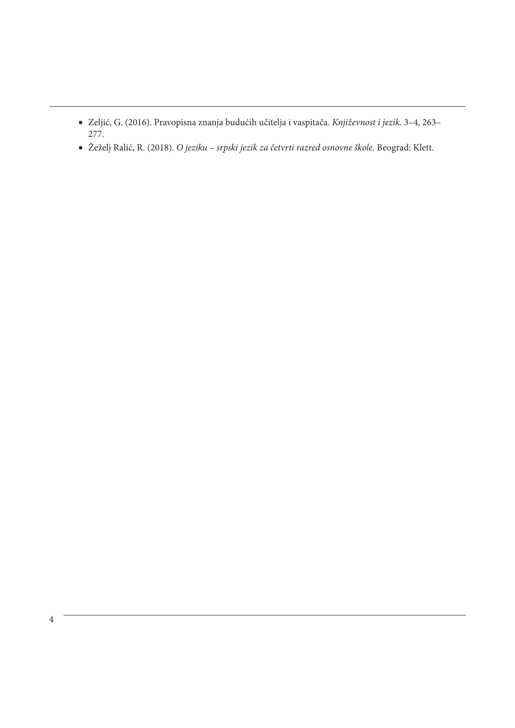- Zeljić, G. (2016). Pravopisna znanja budućih učitelja i vaspitača. *Književnost i jezik*. 3–4, 263–277.
- Žeželj Ralić, R. (2018). *O jeziku – srpski jezik za četvrti razred osnovne škole*. Beograd: Klett.